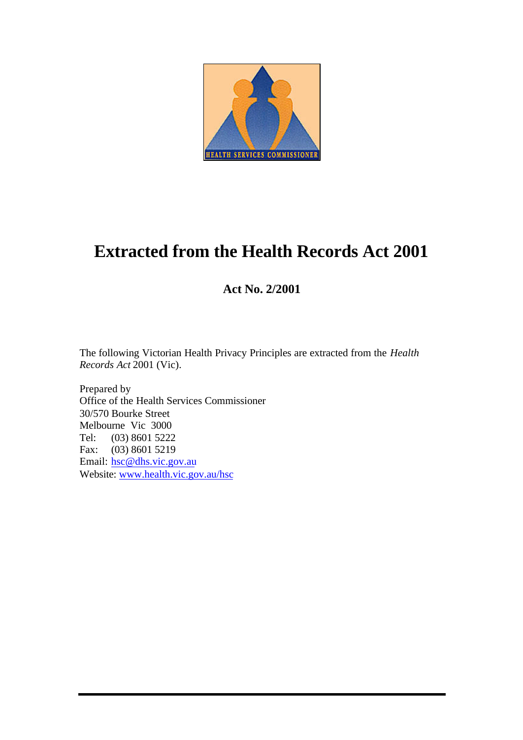# Extracted from the Health Records Act 2001

## Act No. 2/2001

The following Victorian Health Privacy Principles are extracted from the *Health Records Act* 2001 (Vic).

Prepared by
Office of the Health Services Commissioner
30/570 Bourke Street
Melbourne Vic 3000
Tel: (03) 8601 5222
Fax: (03) 8601 5219
Email: hsc@dhs.vic.gov.au
Website: www.health.vic.gov.au/hsc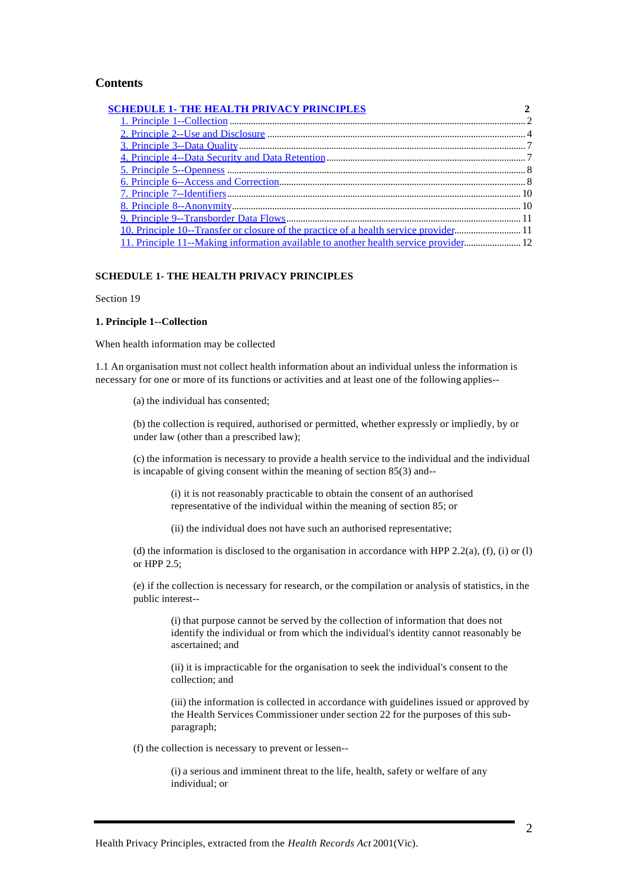## Contents

| | |
|---|---|
| SCHEDULE 1- THE HEALTH PRIVACY PRINCIPLES | 2 |
| 1. Principle 1--Collection | 2 |
| 2. Principle 2--Use and Disclosure | 4 |
| 3. Principle 3--Data Quality | 7 |
| 4. Principle 4--Data Security and Data Retention | 7 |
| 5. Principle 5--Openness | 8 |
| 6. Principle 6--Access and Correction | 8 |
| 7. Principle 7--Identifiers | 10 |
| 8. Principle 8--Anonymity | 10 |
| 9. Principle 9--Transborder Data Flows | 11 |
| 10. Principle 10--Transfer or closure of the practice of a health service provider | 11 |
| 11. Principle 11--Making information available to another health service provider | 12 |

## SCHEDULE 1- THE HEALTH PRIVACY PRINCIPLES

Section 19

### 1. Principle 1--Collection

When health information may be collected

1.1 An organisation must not collect health information about an individual unless the information is necessary for one or more of its functions or activities and at least one of the following applies--

(a) the individual has consented;

(b) the collection is required, authorised or permitted, whether expressly or impliedly, by or under law (other than a prescribed law);

(c) the information is necessary to provide a health service to the individual and the individual is incapable of giving consent within the meaning of section 85(3) and--

(i) it is not reasonably practicable to obtain the consent of an authorised representative of the individual within the meaning of section 85; or

(ii) the individual does not have such an authorised representative;

(d) the information is disclosed to the organisation in accordance with HPP 2.2(a), (f), (i) or (l) or HPP 2.5;

(e) if the collection is necessary for research, or the compilation or analysis of statistics, in the public interest--

(i) that purpose cannot be served by the collection of information that does not identify the individual or from which the individual's identity cannot reasonably be ascertained; and

(ii) it is impracticable for the organisation to seek the individual's consent to the collection; and

(iii) the information is collected in accordance with guidelines issued or approved by the Health Services Commissioner under section 22 for the purposes of this sub-paragraph;

(f) the collection is necessary to prevent or lessen--

(i) a serious and imminent threat to the life, health, safety or welfare of any individual; or

Health Privacy Principles, extracted from the *Health Records Act* 2001(Vic).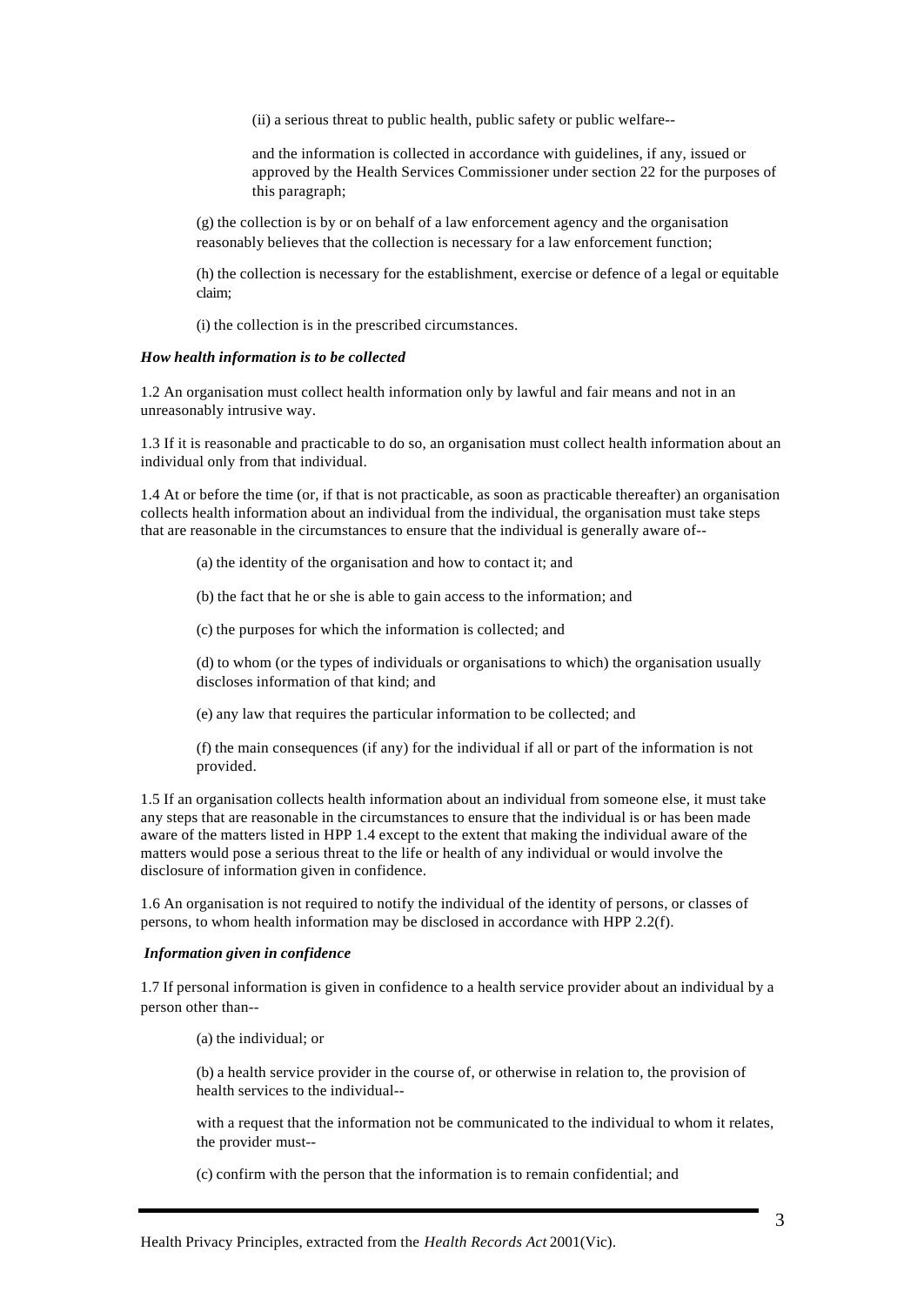(ii) a serious threat to public health, public safety or public welfare--

and the information is collected in accordance with guidelines, if any, issued or approved by the Health Services Commissioner under section 22 for the purposes of this paragraph;

(g) the collection is by or on behalf of a law enforcement agency and the organisation reasonably believes that the collection is necessary for a law enforcement function;

(h) the collection is necessary for the establishment, exercise or defence of a legal or equitable claim;

(i) the collection is in the prescribed circumstances.

***How health information is to be collected***

1.2 An organisation must collect health information only by lawful and fair means and not in an unreasonably intrusive way.

1.3 If it is reasonable and practicable to do so, an organisation must collect health information about an individual only from that individual.

1.4 At or before the time (or, if that is not practicable, as soon as practicable thereafter) an organisation collects health information about an individual from the individual, the organisation must take steps that are reasonable in the circumstances to ensure that the individual is generally aware of--

(a) the identity of the organisation and how to contact it; and

(b) the fact that he or she is able to gain access to the information; and

(c) the purposes for which the information is collected; and

(d) to whom (or the types of individuals or organisations to which) the organisation usually discloses information of that kind; and

(e) any law that requires the particular information to be collected; and

(f) the main consequences (if any) for the individual if all or part of the information is not provided.

1.5 If an organisation collects health information about an individual from someone else, it must take any steps that are reasonable in the circumstances to ensure that the individual is or has been made aware of the matters listed in HPP 1.4 except to the extent that making the individual aware of the matters would pose a serious threat to the life or health of any individual or would involve the disclosure of information given in confidence.

1.6 An organisation is not required to notify the individual of the identity of persons, or classes of persons, to whom health information may be disclosed in accordance with HPP 2.2(f).

***Information given in confidence***

1.7 If personal information is given in confidence to a health service provider about an individual by a person other than--

(a) the individual; or

(b) a health service provider in the course of, or otherwise in relation to, the provision of health services to the individual--

with a request that the information not be communicated to the individual to whom it relates, the provider must--

(c) confirm with the person that the information is to remain confidential; and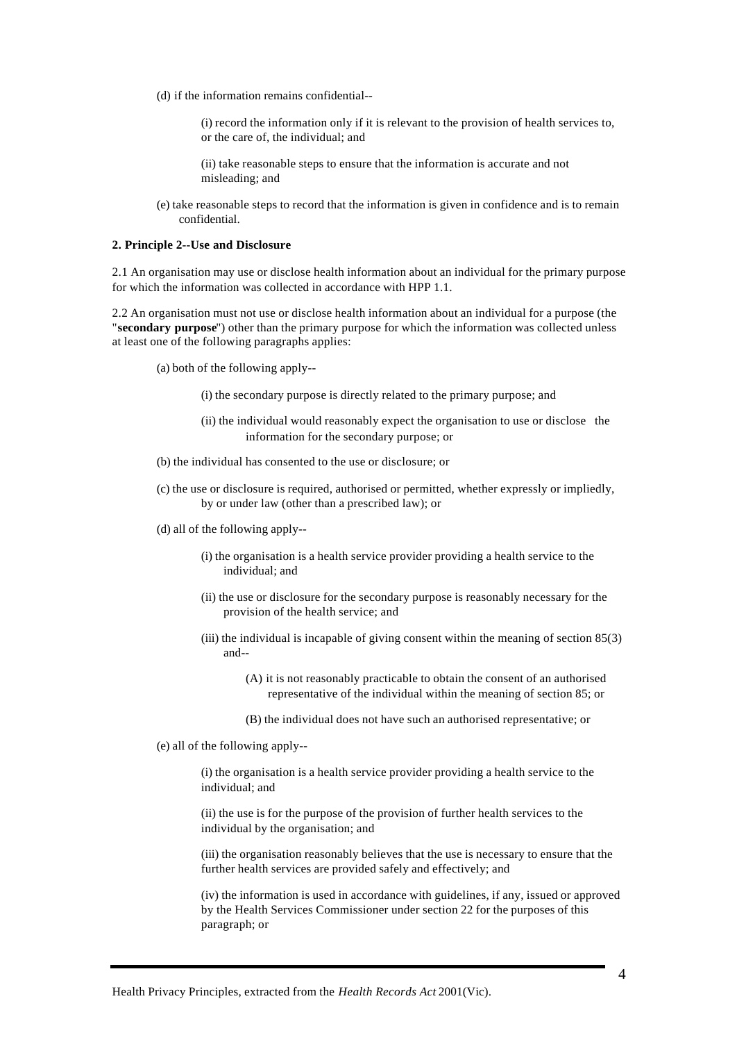(d) if the information remains confidential--

(i) record the information only if it is relevant to the provision of health services to, or the care of, the individual; and

(ii) take reasonable steps to ensure that the information is accurate and not misleading; and

(e) take reasonable steps to record that the information is given in confidence and is to remain confidential.

**2. Principle 2--Use and Disclosure**

2.1 An organisation may use or disclose health information about an individual for the primary purpose for which the information was collected in accordance with HPP 1.1.

2.2 An organisation must not use or disclose health information about an individual for a purpose (the "**secondary purpose**") other than the primary purpose for which the information was collected unless at least one of the following paragraphs applies:

(a) both of the following apply--

(i) the secondary purpose is directly related to the primary purpose; and

(ii) the individual would reasonably expect the organisation to use or disclose the information for the secondary purpose; or

(b) the individual has consented to the use or disclosure; or

(c) the use or disclosure is required, authorised or permitted, whether expressly or impliedly, by or under law (other than a prescribed law); or

(d) all of the following apply--

(i) the organisation is a health service provider providing a health service to the individual; and

(ii) the use or disclosure for the secondary purpose is reasonably necessary for the provision of the health service; and

(iii) the individual is incapable of giving consent within the meaning of section 85(3) and--

(A) it is not reasonably practicable to obtain the consent of an authorised representative of the individual within the meaning of section 85; or

(B) the individual does not have such an authorised representative; or

(e) all of the following apply--

(i) the organisation is a health service provider providing a health service to the individual; and

(ii) the use is for the purpose of the provision of further health services to the individual by the organisation; and

(iii) the organisation reasonably believes that the use is necessary to ensure that the further health services are provided safely and effectively; and

(iv) the information is used in accordance with guidelines, if any, issued or approved by the Health Services Commissioner under section 22 for the purposes of this paragraph; or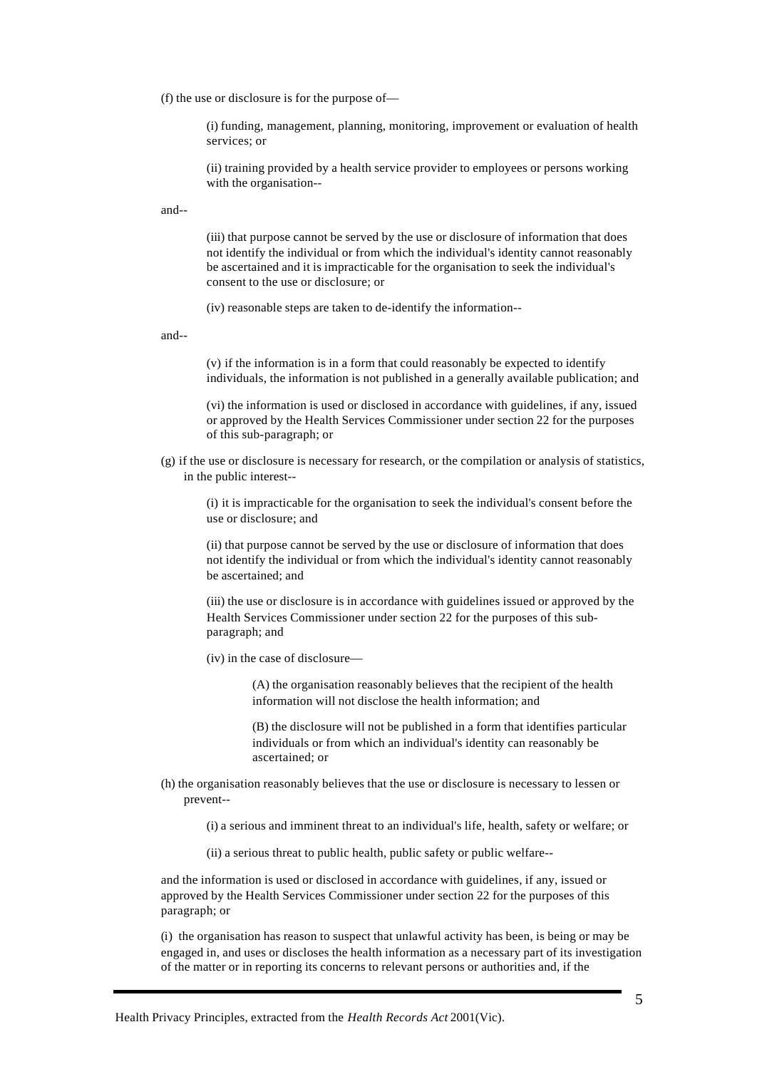(f) the use or disclosure is for the purpose of—

> (i) funding, management, planning, monitoring, improvement or evaluation of health services; or
>
> (ii) training provided by a health service provider to employees or persons working with the organisation--

and--

> (iii) that purpose cannot be served by the use or disclosure of information that does not identify the individual or from which the individual's identity cannot reasonably be ascertained and it is impracticable for the organisation to seek the individual's consent to the use or disclosure; or
>
> (iv) reasonable steps are taken to de-identify the information--

and--

> (v) if the information is in a form that could reasonably be expected to identify individuals, the information is not published in a generally available publication; and
>
> (vi) the information is used or disclosed in accordance with guidelines, if any, issued or approved by the Health Services Commissioner under section 22 for the purposes of this sub-paragraph; or

(g) if the use or disclosure is necessary for research, or the compilation or analysis of statistics, in the public interest--

> (i) it is impracticable for the organisation to seek the individual's consent before the use or disclosure; and
>
> (ii) that purpose cannot be served by the use or disclosure of information that does not identify the individual or from which the individual's identity cannot reasonably be ascertained; and
>
> (iii) the use or disclosure is in accordance with guidelines issued or approved by the Health Services Commissioner under section 22 for the purposes of this sub-paragraph; and
>
> (iv) in the case of disclosure—
>
> > (A) the organisation reasonably believes that the recipient of the health information will not disclose the health information; and
> >
> > (B) the disclosure will not be published in a form that identifies particular individuals or from which an individual's identity can reasonably be ascertained; or

(h) the organisation reasonably believes that the use or disclosure is necessary to lessen or prevent--

> (i) a serious and imminent threat to an individual's life, health, safety or welfare; or
>
> (ii) a serious threat to public health, public safety or public welfare--

and the information is used or disclosed in accordance with guidelines, if any, issued or approved by the Health Services Commissioner under section 22 for the purposes of this paragraph; or

(i) the organisation has reason to suspect that unlawful activity has been, is being or may be engaged in, and uses or discloses the health information as a necessary part of its investigation of the matter or in reporting its concerns to relevant persons or authorities and, if the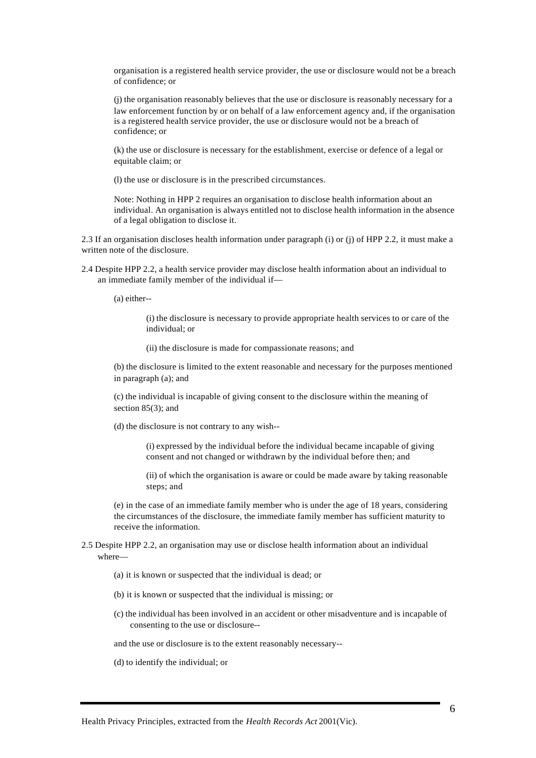organisation is a registered health service provider, the use or disclosure would not be a breach of confidence; or

(j) the organisation reasonably believes that the use or disclosure is reasonably necessary for a law enforcement function by or on behalf of a law enforcement agency and, if the organisation is a registered health service provider, the use or disclosure would not be a breach of confidence; or

(k) the use or disclosure is necessary for the establishment, exercise or defence of a legal or equitable claim; or

(l) the use or disclosure is in the prescribed circumstances.

Note: Nothing in HPP 2 requires an organisation to disclose health information about an individual. An organisation is always entitled not to disclose health information in the absence of a legal obligation to disclose it.

2.3 If an organisation discloses health information under paragraph (i) or (j) of HPP 2.2, it must make a written note of the disclosure.

2.4 Despite HPP 2.2, a health service provider may disclose health information about an individual to an immediate family member of the individual if—

(a) either--

(i) the disclosure is necessary to provide appropriate health services to or care of the individual; or

(ii) the disclosure is made for compassionate reasons; and

(b) the disclosure is limited to the extent reasonable and necessary for the purposes mentioned in paragraph (a); and

(c) the individual is incapable of giving consent to the disclosure within the meaning of section 85(3); and

(d) the disclosure is not contrary to any wish--

(i) expressed by the individual before the individual became incapable of giving consent and not changed or withdrawn by the individual before then; and

(ii) of which the organisation is aware or could be made aware by taking reasonable steps; and

(e) in the case of an immediate family member who is under the age of 18 years, considering the circumstances of the disclosure, the immediate family member has sufficient maturity to receive the information.

2.5 Despite HPP 2.2, an organisation may use or disclose health information about an individual where—

(a) it is known or suspected that the individual is dead; or

(b) it is known or suspected that the individual is missing; or

(c) the individual has been involved in an accident or other misadventure and is incapable of consenting to the use or disclosure--

and the use or disclosure is to the extent reasonably necessary--

(d) to identify the individual; or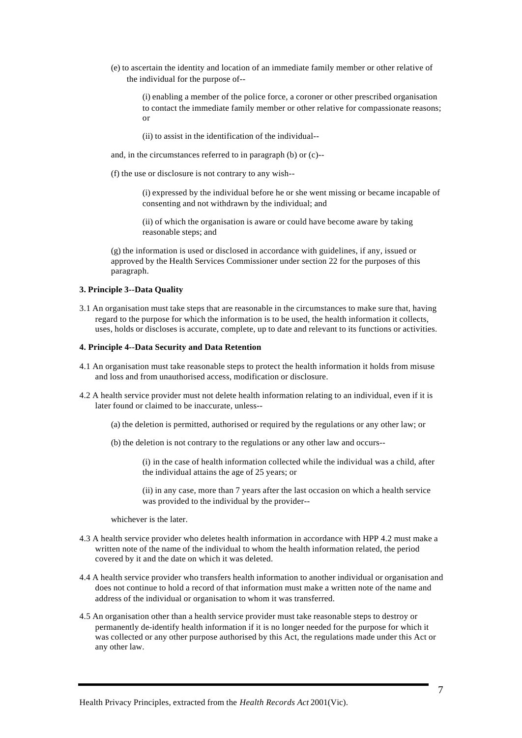(e) to ascertain the identity and location of an immediate family member or other relative of the individual for the purpose of--

(i) enabling a member of the police force, a coroner or other prescribed organisation to contact the immediate family member or other relative for compassionate reasons; or

(ii) to assist in the identification of the individual--

and, in the circumstances referred to in paragraph (b) or (c)--

(f) the use or disclosure is not contrary to any wish--

(i) expressed by the individual before he or she went missing or became incapable of consenting and not withdrawn by the individual; and

(ii) of which the organisation is aware or could have become aware by taking reasonable steps; and

(g) the information is used or disclosed in accordance with guidelines, if any, issued or approved by the Health Services Commissioner under section 22 for the purposes of this paragraph.

**3. Principle 3--Data Quality**

3.1 An organisation must take steps that are reasonable in the circumstances to make sure that, having regard to the purpose for which the information is to be used, the health information it collects, uses, holds or discloses is accurate, complete, up to date and relevant to its functions or activities.

**4. Principle 4--Data Security and Data Retention**

4.1 An organisation must take reasonable steps to protect the health information it holds from misuse and loss and from unauthorised access, modification or disclosure.

4.2 A health service provider must not delete health information relating to an individual, even if it is later found or claimed to be inaccurate, unless--

(a) the deletion is permitted, authorised or required by the regulations or any other law; or

(b) the deletion is not contrary to the regulations or any other law and occurs--

(i) in the case of health information collected while the individual was a child, after the individual attains the age of 25 years; or

(ii) in any case, more than 7 years after the last occasion on which a health service was provided to the individual by the provider--

whichever is the later.

4.3 A health service provider who deletes health information in accordance with HPP 4.2 must make a written note of the name of the individual to whom the health information related, the period covered by it and the date on which it was deleted.

4.4 A health service provider who transfers health information to another individual or organisation and does not continue to hold a record of that information must make a written note of the name and address of the individual or organisation to whom it was transferred.

4.5 An organisation other than a health service provider must take reasonable steps to destroy or permanently de-identify health information if it is no longer needed for the purpose for which it was collected or any other purpose authorised by this Act, the regulations made under this Act or any other law.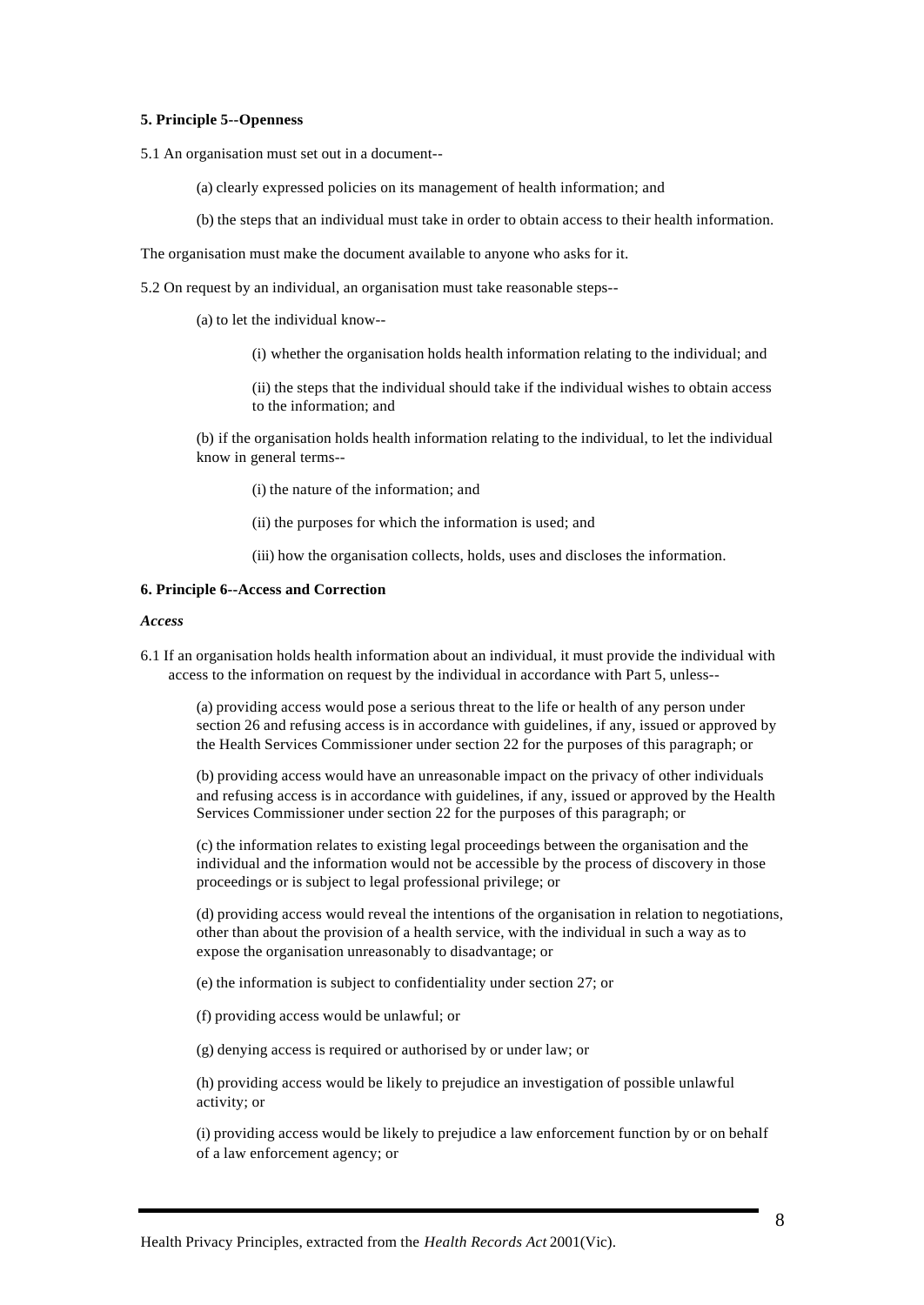**5. Principle 5--Openness**

5.1 An organisation must set out in a document--

(a) clearly expressed policies on its management of health information; and

(b) the steps that an individual must take in order to obtain access to their health information.

The organisation must make the document available to anyone who asks for it.

5.2 On request by an individual, an organisation must take reasonable steps--

(a) to let the individual know--

(i) whether the organisation holds health information relating to the individual; and

(ii) the steps that the individual should take if the individual wishes to obtain access to the information; and

(b) if the organisation holds health information relating to the individual, to let the individual know in general terms--

(i) the nature of the information; and

(ii) the purposes for which the information is used; and

(iii) how the organisation collects, holds, uses and discloses the information.

**6. Principle 6--Access and Correction**

***Access***

6.1 If an organisation holds health information about an individual, it must provide the individual with access to the information on request by the individual in accordance with Part 5, unless--

(a) providing access would pose a serious threat to the life or health of any person under section 26 and refusing access is in accordance with guidelines, if any, issued or approved by the Health Services Commissioner under section 22 for the purposes of this paragraph; or

(b) providing access would have an unreasonable impact on the privacy of other individuals and refusing access is in accordance with guidelines, if any, issued or approved by the Health Services Commissioner under section 22 for the purposes of this paragraph; or

(c) the information relates to existing legal proceedings between the organisation and the individual and the information would not be accessible by the process of discovery in those proceedings or is subject to legal professional privilege; or

(d) providing access would reveal the intentions of the organisation in relation to negotiations, other than about the provision of a health service, with the individual in such a way as to expose the organisation unreasonably to disadvantage; or

(e) the information is subject to confidentiality under section 27; or

(f) providing access would be unlawful; or

(g) denying access is required or authorised by or under law; or

(h) providing access would be likely to prejudice an investigation of possible unlawful activity; or

(i) providing access would be likely to prejudice a law enforcement function by or on behalf of a law enforcement agency; or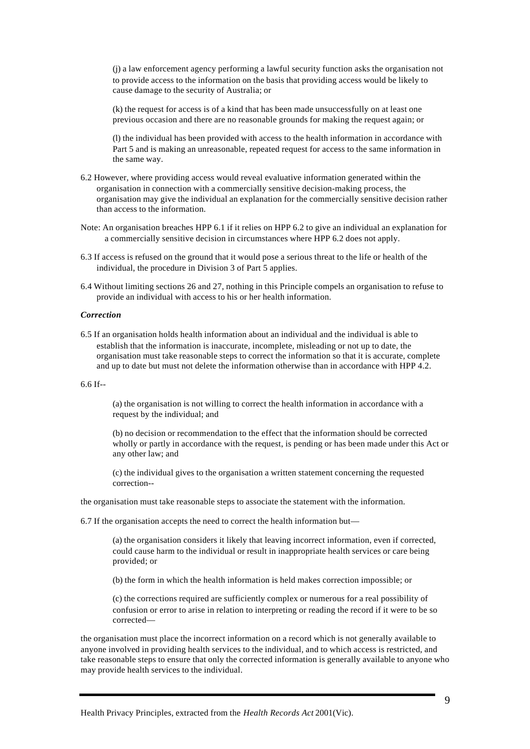(j) a law enforcement agency performing a lawful security function asks the organisation not to provide access to the information on the basis that providing access would be likely to cause damage to the security of Australia; or

(k) the request for access is of a kind that has been made unsuccessfully on at least one previous occasion and there are no reasonable grounds for making the request again; or

(l) the individual has been provided with access to the health information in accordance with Part 5 and is making an unreasonable, repeated request for access to the same information in the same way.

6.2 However, where providing access would reveal evaluative information generated within the organisation in connection with a commercially sensitive decision-making process, the organisation may give the individual an explanation for the commercially sensitive decision rather than access to the information.

Note: An organisation breaches HPP 6.1 if it relies on HPP 6.2 to give an individual an explanation for a commercially sensitive decision in circumstances where HPP 6.2 does not apply.

6.3 If access is refused on the ground that it would pose a serious threat to the life or health of the individual, the procedure in Division 3 of Part 5 applies.

6.4 Without limiting sections 26 and 27, nothing in this Principle compels an organisation to refuse to provide an individual with access to his or her health information.

***Correction***

6.5 If an organisation holds health information about an individual and the individual is able to establish that the information is inaccurate, incomplete, misleading or not up to date, the organisation must take reasonable steps to correct the information so that it is accurate, complete and up to date but must not delete the information otherwise than in accordance with HPP 4.2.

6.6 If--

(a) the organisation is not willing to correct the health information in accordance with a request by the individual; and

(b) no decision or recommendation to the effect that the information should be corrected wholly or partly in accordance with the request, is pending or has been made under this Act or any other law; and

(c) the individual gives to the organisation a written statement concerning the requested correction--

the organisation must take reasonable steps to associate the statement with the information.

6.7 If the organisation accepts the need to correct the health information but—

(a) the organisation considers it likely that leaving incorrect information, even if corrected, could cause harm to the individual or result in inappropriate health services or care being provided; or

(b) the form in which the health information is held makes correction impossible; or

(c) the corrections required are sufficiently complex or numerous for a real possibility of confusion or error to arise in relation to interpreting or reading the record if it were to be so corrected—

the organisation must place the incorrect information on a record which is not generally available to anyone involved in providing health services to the individual, and to which access is restricted, and take reasonable steps to ensure that only the corrected information is generally available to anyone who may provide health services to the individual.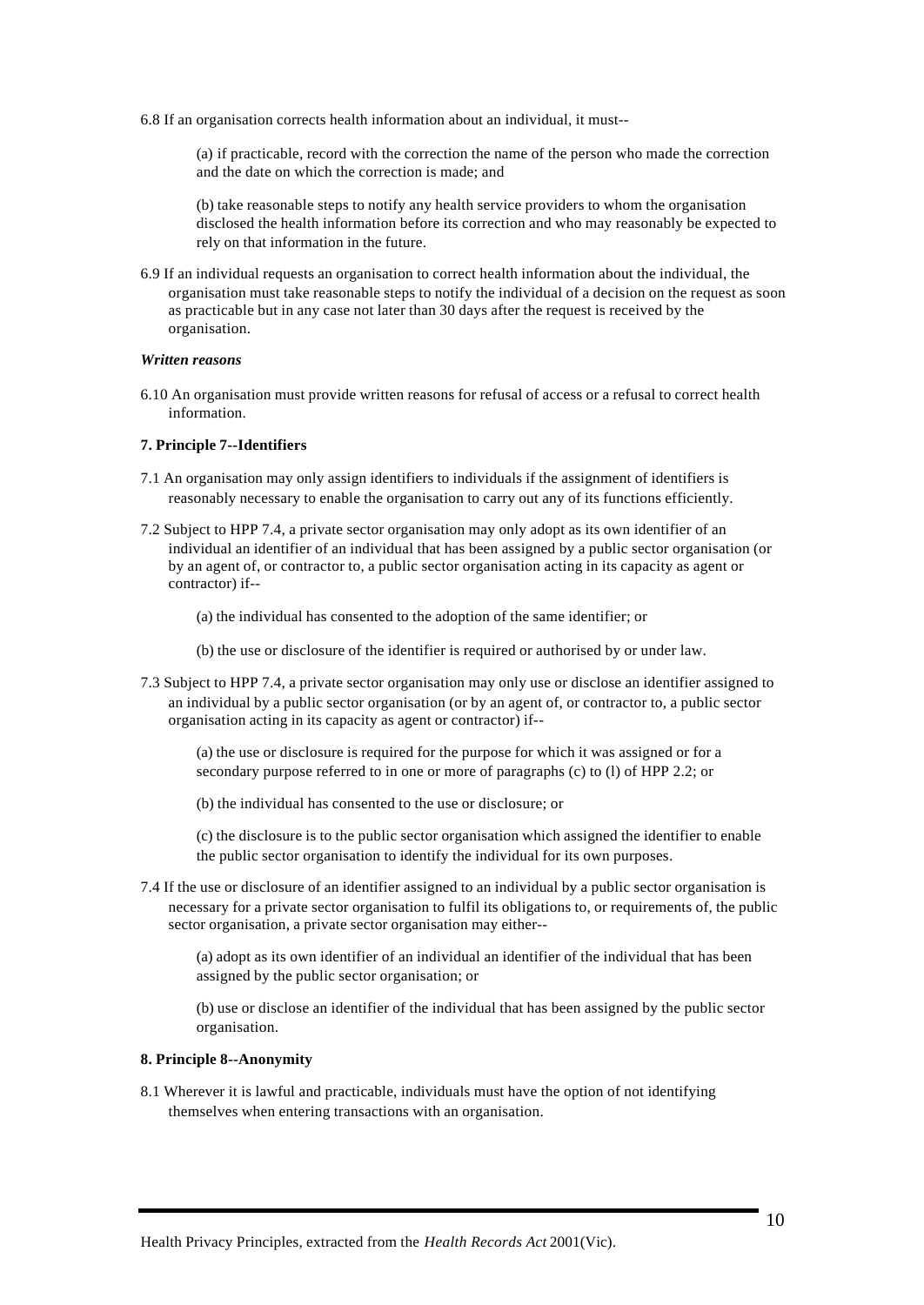6.8 If an organisation corrects health information about an individual, it must--

> (a) if practicable, record with the correction the name of the person who made the correction and the date on which the correction is made; and
>
> (b) take reasonable steps to notify any health service providers to whom the organisation disclosed the health information before its correction and who may reasonably be expected to rely on that information in the future.

6.9 If an individual requests an organisation to correct health information about the individual, the organisation must take reasonable steps to notify the individual of a decision on the request as soon as practicable but in any case not later than 30 days after the request is received by the organisation.

***Written reasons***

6.10 An organisation must provide written reasons for refusal of access or a refusal to correct health information.

**7. Principle 7--Identifiers**

7.1 An organisation may only assign identifiers to individuals if the assignment of identifiers is reasonably necessary to enable the organisation to carry out any of its functions efficiently.

7.2 Subject to HPP 7.4, a private sector organisation may only adopt as its own identifier of an individual an identifier of an individual that has been assigned by a public sector organisation (or by an agent of, or contractor to, a public sector organisation acting in its capacity as agent or contractor) if--

> (a) the individual has consented to the adoption of the same identifier; or
>
> (b) the use or disclosure of the identifier is required or authorised by or under law.

7.3 Subject to HPP 7.4, a private sector organisation may only use or disclose an identifier assigned to an individual by a public sector organisation (or by an agent of, or contractor to, a public sector organisation acting in its capacity as agent or contractor) if--

> (a) the use or disclosure is required for the purpose for which it was assigned or for a secondary purpose referred to in one or more of paragraphs (c) to (l) of HPP 2.2; or
>
> (b) the individual has consented to the use or disclosure; or
>
> (c) the disclosure is to the public sector organisation which assigned the identifier to enable the public sector organisation to identify the individual for its own purposes.

7.4 If the use or disclosure of an identifier assigned to an individual by a public sector organisation is necessary for a private sector organisation to fulfil its obligations to, or requirements of, the public sector organisation, a private sector organisation may either--

> (a) adopt as its own identifier of an individual an identifier of the individual that has been assigned by the public sector organisation; or
>
> (b) use or disclose an identifier of the individual that has been assigned by the public sector organisation.

**8. Principle 8--Anonymity**

8.1 Wherever it is lawful and practicable, individuals must have the option of not identifying themselves when entering transactions with an organisation.

Health Privacy Principles, extracted from the *Health Records Act* 2001(Vic).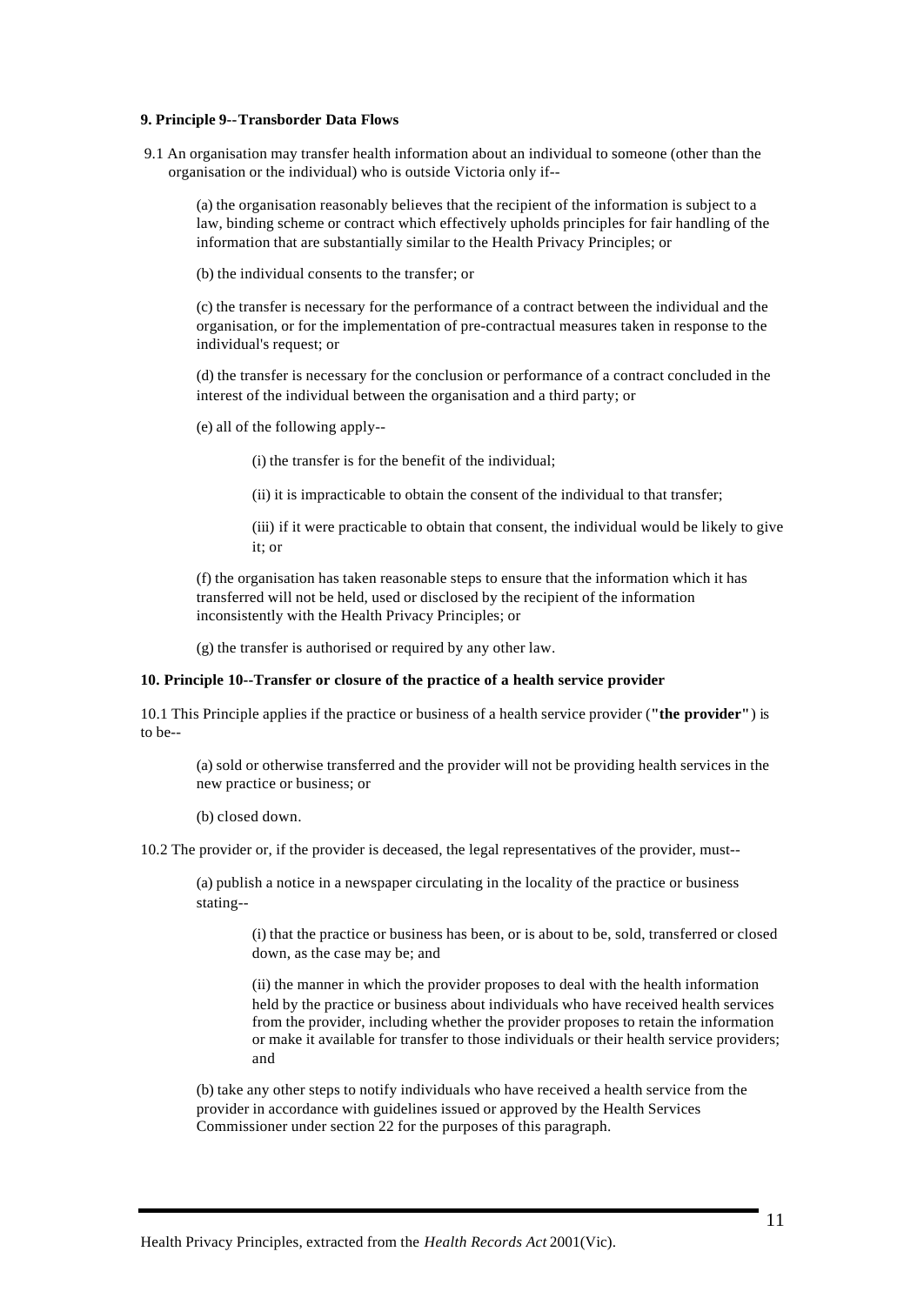**9. Principle 9--Transborder Data Flows**

9.1 An organisation may transfer health information about an individual to someone (other than the organisation or the individual) who is outside Victoria only if--

(a) the organisation reasonably believes that the recipient of the information is subject to a law, binding scheme or contract which effectively upholds principles for fair handling of the information that are substantially similar to the Health Privacy Principles; or

(b) the individual consents to the transfer; or

(c) the transfer is necessary for the performance of a contract between the individual and the organisation, or for the implementation of pre-contractual measures taken in response to the individual's request; or

(d) the transfer is necessary for the conclusion or performance of a contract concluded in the interest of the individual between the organisation and a third party; or

(e) all of the following apply--

(i) the transfer is for the benefit of the individual;

(ii) it is impracticable to obtain the consent of the individual to that transfer;

(iii) if it were practicable to obtain that consent, the individual would be likely to give it; or

(f) the organisation has taken reasonable steps to ensure that the information which it has transferred will not be held, used or disclosed by the recipient of the information inconsistently with the Health Privacy Principles; or

(g) the transfer is authorised or required by any other law.

**10. Principle 10--Transfer or closure of the practice of a health service provider**

10.1 This Principle applies if the practice or business of a health service provider (**"the provider"**) is to be--

(a) sold or otherwise transferred and the provider will not be providing health services in the new practice or business; or

(b) closed down.

10.2 The provider or, if the provider is deceased, the legal representatives of the provider, must--

(a) publish a notice in a newspaper circulating in the locality of the practice or business stating--

(i) that the practice or business has been, or is about to be, sold, transferred or closed down, as the case may be; and

(ii) the manner in which the provider proposes to deal with the health information held by the practice or business about individuals who have received health services from the provider, including whether the provider proposes to retain the information or make it available for transfer to those individuals or their health service providers; and

(b) take any other steps to notify individuals who have received a health service from the provider in accordance with guidelines issued or approved by the Health Services Commissioner under section 22 for the purposes of this paragraph.

Health Privacy Principles, extracted from the *Health Records Act* 2001(Vic).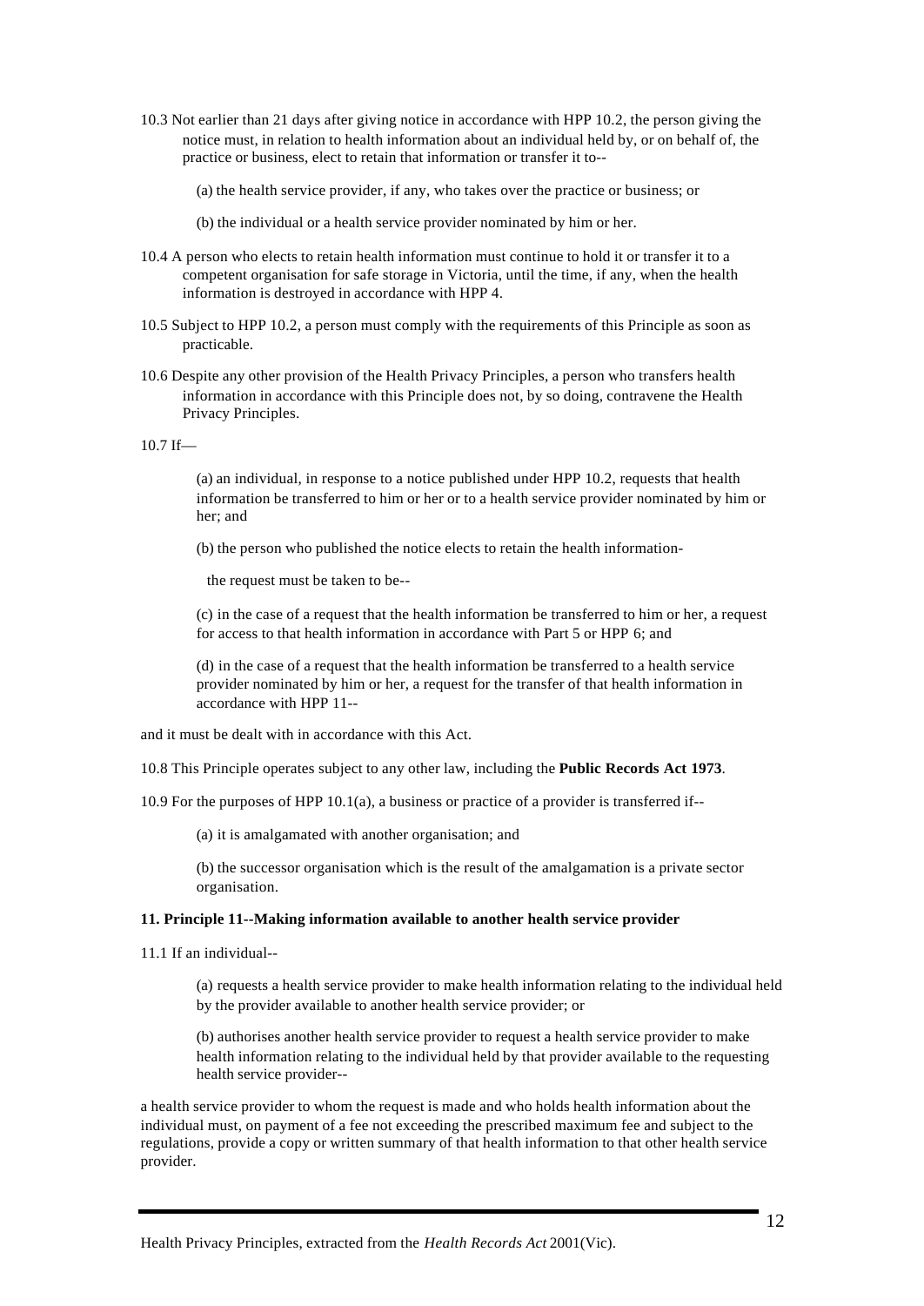10.3 Not earlier than 21 days after giving notice in accordance with HPP 10.2, the person giving the notice must, in relation to health information about an individual held by, or on behalf of, the practice or business, elect to retain that information or transfer it to--

(a) the health service provider, if any, who takes over the practice or business; or

(b) the individual or a health service provider nominated by him or her.

10.4 A person who elects to retain health information must continue to hold it or transfer it to a competent organisation for safe storage in Victoria, until the time, if any, when the health information is destroyed in accordance with HPP 4.

10.5 Subject to HPP 10.2, a person must comply with the requirements of this Principle as soon as practicable.

10.6 Despite any other provision of the Health Privacy Principles, a person who transfers health information in accordance with this Principle does not, by so doing, contravene the Health Privacy Principles.

10.7 If—

(a) an individual, in response to a notice published under HPP 10.2, requests that health information be transferred to him or her or to a health service provider nominated by him or her; and

(b) the person who published the notice elects to retain the health information-

the request must be taken to be--

(c) in the case of a request that the health information be transferred to him or her, a request for access to that health information in accordance with Part 5 or HPP 6; and

(d) in the case of a request that the health information be transferred to a health service provider nominated by him or her, a request for the transfer of that health information in accordance with HPP 11--

and it must be dealt with in accordance with this Act.

10.8 This Principle operates subject to any other law, including the **Public Records Act 1973**.

10.9 For the purposes of HPP 10.1(a), a business or practice of a provider is transferred if--

(a) it is amalgamated with another organisation; and

(b) the successor organisation which is the result of the amalgamation is a private sector organisation.

### 11. Principle 11--Making information available to another health service provider

11.1 If an individual--

(a) requests a health service provider to make health information relating to the individual held by the provider available to another health service provider; or

(b) authorises another health service provider to request a health service provider to make health information relating to the individual held by that provider available to the requesting health service provider--

a health service provider to whom the request is made and who holds health information about the individual must, on payment of a fee not exceeding the prescribed maximum fee and subject to the regulations, provide a copy or written summary of that health information to that other health service provider.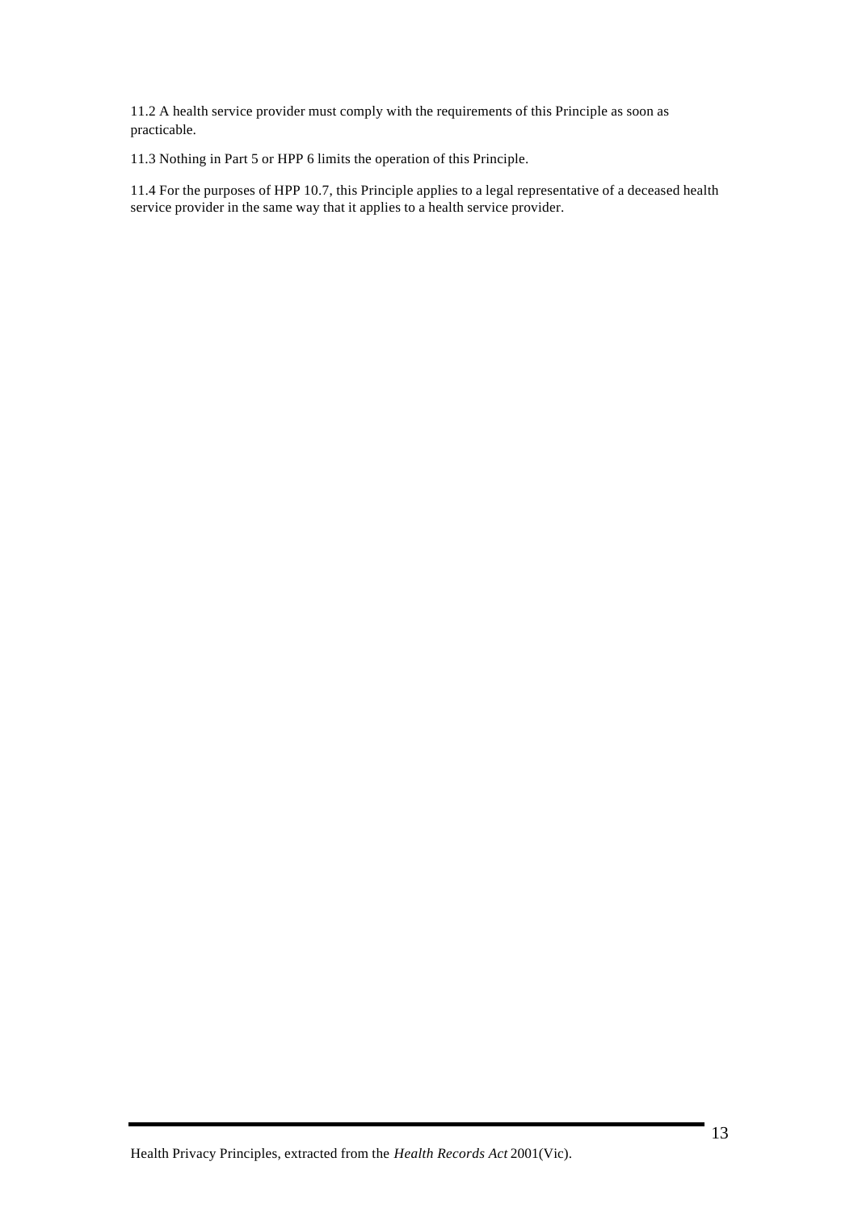11.2 A health service provider must comply with the requirements of this Principle as soon as practicable.

11.3 Nothing in Part 5 or HPP 6 limits the operation of this Principle.

11.4 For the purposes of HPP 10.7, this Principle applies to a legal representative of a deceased health service provider in the same way that it applies to a health service provider.